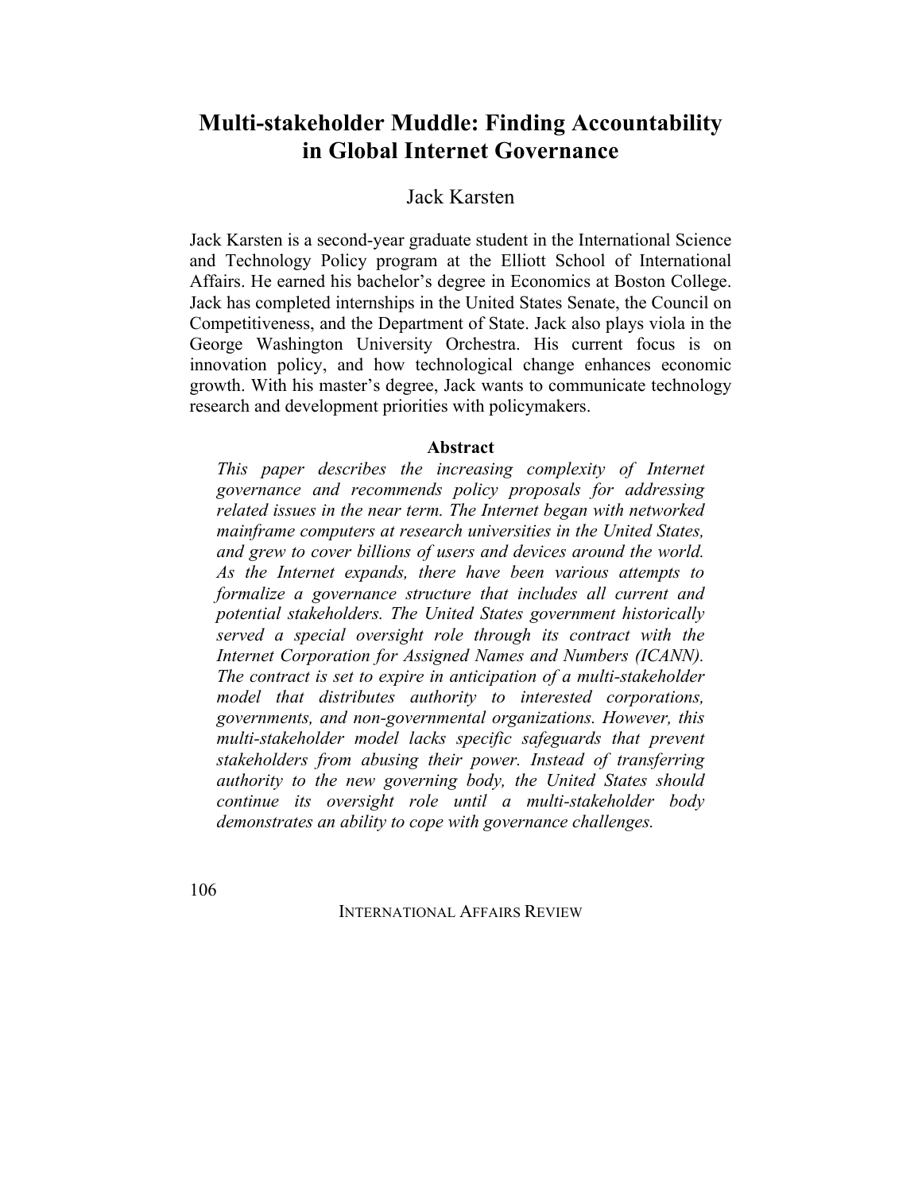# Multi-stakeholder Muddle: Finding Accountability in Global Internet Governance

Jack Karsten

Jack Karsten is a second-year graduate student in the International Science and Technology Policy program at the Elliott School of International Affairs. He earned his bachelor's degree in Economics at Boston College. Jack has completed internships in the United States Senate, the Council on Competitiveness, and the Department of State. Jack also plays viola in the George Washington University Orchestra. His current focus is on innovation policy, and how technological change enhances economic growth. With his master's degree, Jack wants to communicate technology research and development priorities with policymakers.

**Abstract**

*This paper describes the increasing complexity of Internet governance and recommends policy proposals for addressing related issues in the near term. The Internet began with networked mainframe computers at research universities in the United States, and grew to cover billions of users and devices around the world. As the Internet expands, there have been various attempts to formalize a governance structure that includes all current and potential stakeholders. The United States government historically served a special oversight role through its contract with the Internet Corporation for Assigned Names and Numbers (ICANN). The contract is set to expire in anticipation of a multi-stakeholder model that distributes authority to interested corporations, governments, and non-governmental organizations. However, this multi-stakeholder model lacks specific safeguards that prevent stakeholders from abusing their power. Instead of transferring authority to the new governing body, the United States should continue its oversight role until a multi-stakeholder body demonstrates an ability to cope with governance challenges.*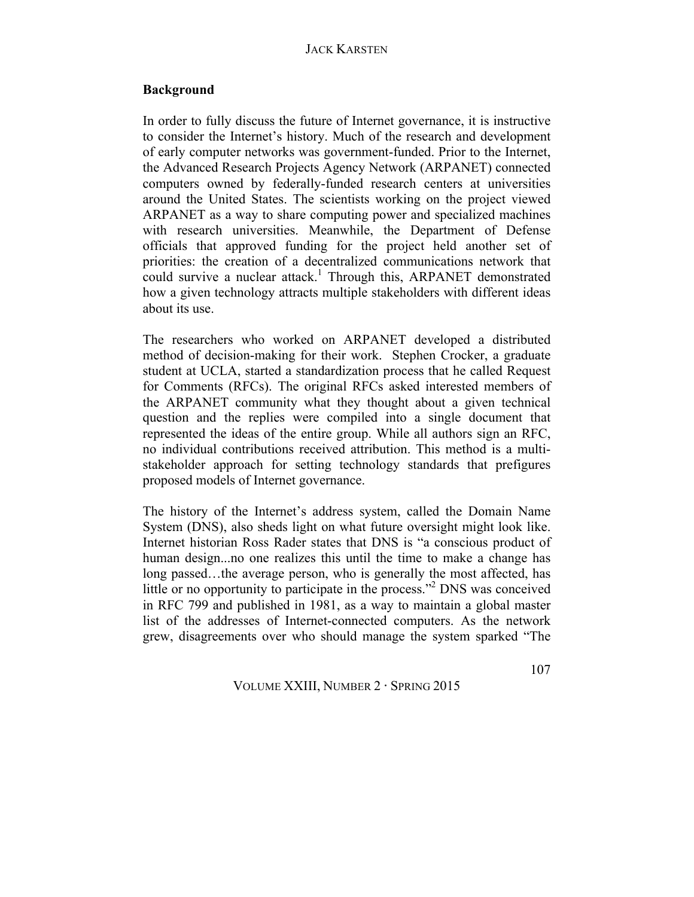## Background

In order to fully discuss the future of Internet governance, it is instructive to consider the Internet's history. Much of the research and development of early computer networks was government-funded. Prior to the Internet, the Advanced Research Projects Agency Network (ARPANET) connected computers owned by federally-funded research centers at universities around the United States. The scientists working on the project viewed ARPANET as a way to share computing power and specialized machines with research universities. Meanwhile, the Department of Defense officials that approved funding for the project held another set of priorities: the creation of a decentralized communications network that could survive a nuclear attack.[1] Through this, ARPANET demonstrated how a given technology attracts multiple stakeholders with different ideas about its use.

The researchers who worked on ARPANET developed a distributed method of decision-making for their work. Stephen Crocker, a graduate student at UCLA, started a standardization process that he called Request for Comments (RFCs). The original RFCs asked interested members of the ARPANET community what they thought about a given technical question and the replies were compiled into a single document that represented the ideas of the entire group. While all authors sign an RFC, no individual contributions received attribution. This method is a multi-stakeholder approach for setting technology standards that prefigures proposed models of Internet governance.

The history of the Internet's address system, called the Domain Name System (DNS), also sheds light on what future oversight might look like. Internet historian Ross Rader states that DNS is "a conscious product of human design...no one realizes this until the time to make a change has long passed…the average person, who is generally the most affected, has little or no opportunity to participate in the process."[2] DNS was conceived in RFC 799 and published in 1981, as a way to maintain a global master list of the addresses of Internet-connected computers. As the network grew, disagreements over who should manage the system sparked "The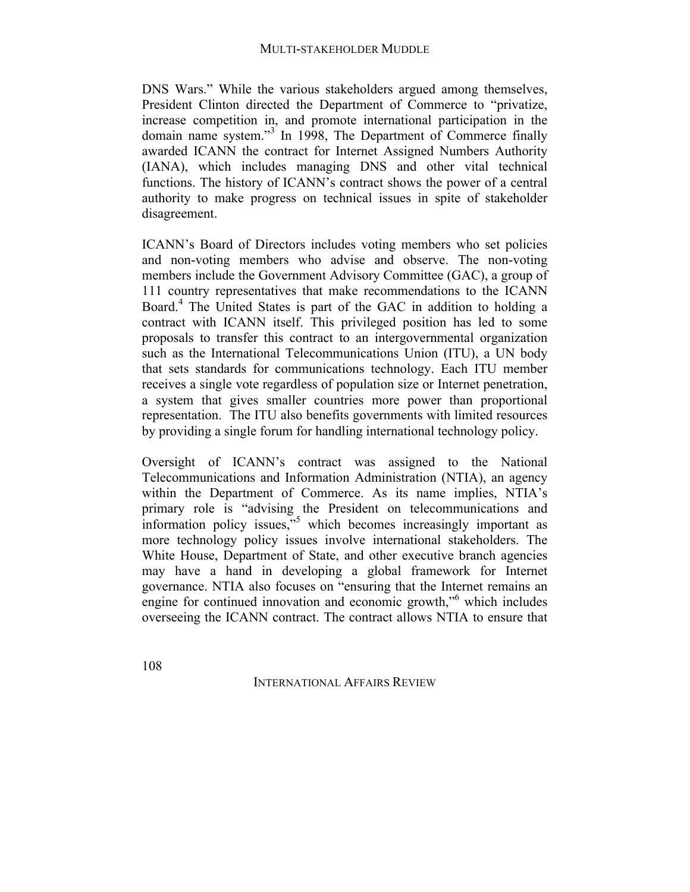DNS Wars." While the various stakeholders argued among themselves, President Clinton directed the Department of Commerce to "privatize, increase competition in, and promote international participation in the domain name system."[3] In 1998, The Department of Commerce finally awarded ICANN the contract for Internet Assigned Numbers Authority (IANA), which includes managing DNS and other vital technical functions. The history of ICANN's contract shows the power of a central authority to make progress on technical issues in spite of stakeholder disagreement.

ICANN's Board of Directors includes voting members who set policies and non-voting members who advise and observe. The non-voting members include the Government Advisory Committee (GAC), a group of 111 country representatives that make recommendations to the ICANN Board.[4] The United States is part of the GAC in addition to holding a contract with ICANN itself. This privileged position has led to some proposals to transfer this contract to an intergovernmental organization such as the International Telecommunications Union (ITU), a UN body that sets standards for communications technology. Each ITU member receives a single vote regardless of population size or Internet penetration, a system that gives smaller countries more power than proportional representation. The ITU also benefits governments with limited resources by providing a single forum for handling international technology policy.

Oversight of ICANN's contract was assigned to the National Telecommunications and Information Administration (NTIA), an agency within the Department of Commerce. As its name implies, NTIA's primary role is "advising the President on telecommunications and information policy issues,"[5] which becomes increasingly important as more technology policy issues involve international stakeholders. The White House, Department of State, and other executive branch agencies may have a hand in developing a global framework for Internet governance. NTIA also focuses on "ensuring that the Internet remains an engine for continued innovation and economic growth,"[6] which includes overseeing the ICANN contract. The contract allows NTIA to ensure that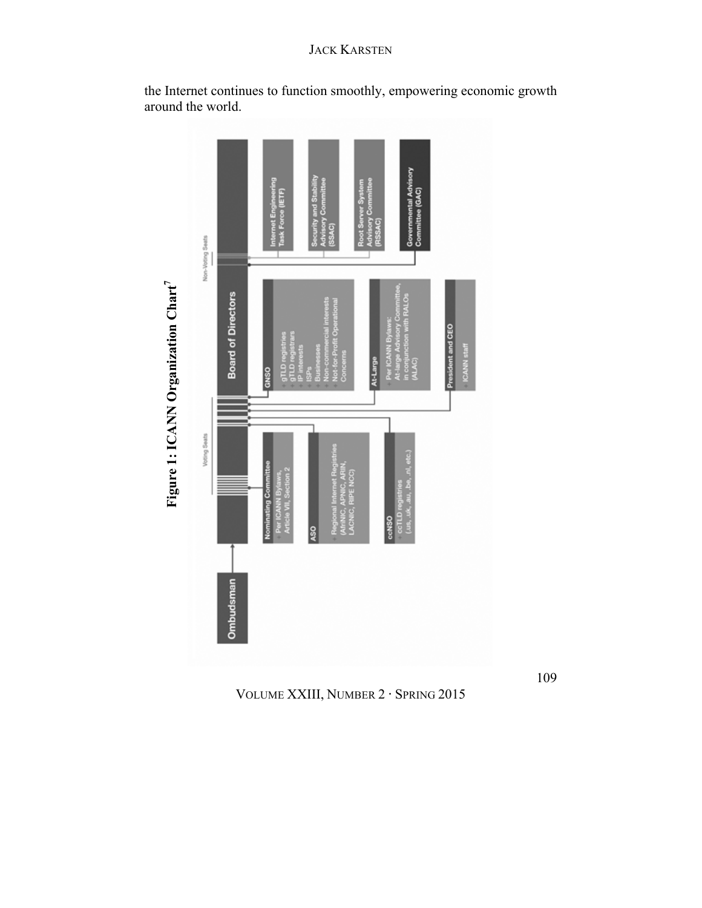the Internet continues to function smoothly, empowering economic growth around the world.

**Figure 1: ICANN Organization Chart**[7]

Board of Directors

Non-Voting Seats

- Internet Engineering Task Force (IETF)
- Security and Stability Advisory Committee (SSAC)
- Root Server System Advisory Committee (RSSAC)
- Governmental Advisory Committee (GAC)

Voting Seats

GNSO
+ gTLD registries
+ gTLD registrars
+ IP interests
+ ISPs
+ Businesses
+ Non-commercial interests
+ Not-for-Profit Operational Concerns

At-Large
+ Per ICANN Bylaws: At-large Advisory Committee, in conjunction with RALOs (ALAC)

President and CEO
+ ICANN staff

Nominating Committee
+ Per ICANN Bylaws, Article VII, Section 2

ASO
+ Regional Internet Registries (AfriNIC, APNIC, ARIN, LACNIC, RIPE NCC)

ccNSO
+ ccTLD registries (.us, .uk, .au, .be, .nl, etc.)

Ombudsman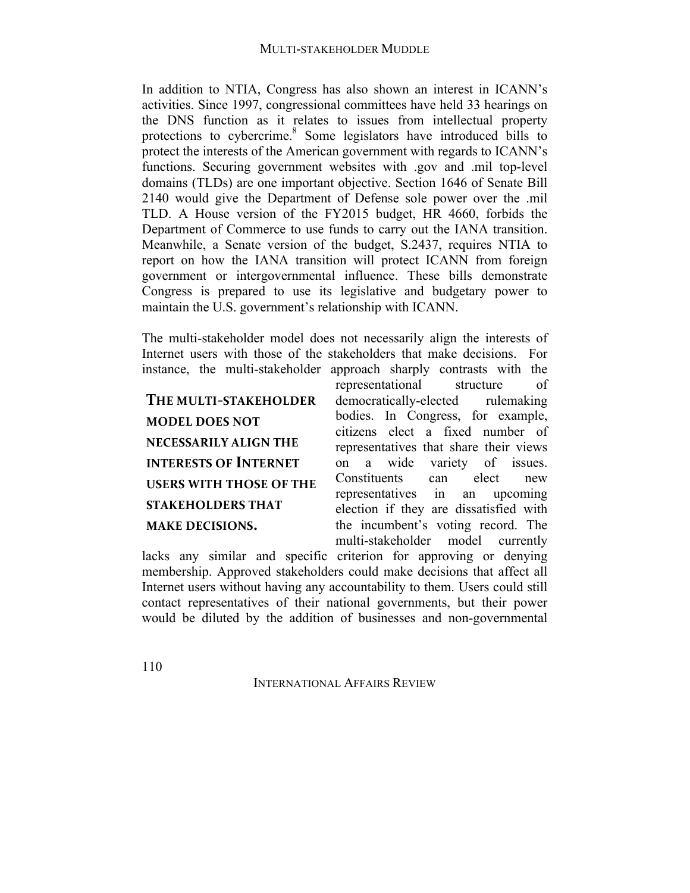In addition to NTIA, Congress has also shown an interest in ICANN's activities. Since 1997, congressional committees have held 33 hearings on the DNS function as it relates to issues from intellectual property protections to cybercrime.[8] Some legislators have introduced bills to protect the interests of the American government with regards to ICANN's functions. Securing government websites with .gov and .mil top-level domains (TLDs) are one important objective. Section 1646 of Senate Bill 2140 would give the Department of Defense sole power over the .mil TLD. A House version of the FY2015 budget, HR 4660, forbids the Department of Commerce to use funds to carry out the IANA transition. Meanwhile, a Senate version of the budget, S.2437, requires NTIA to report on how the IANA transition will protect ICANN from foreign government or intergovernmental influence. These bills demonstrate Congress is prepared to use its legislative and budgetary power to maintain the U.S. government's relationship with ICANN.

The multi-stakeholder model does not necessarily align the interests of Internet users with those of the stakeholders that make decisions. For instance, the multi-stakeholder approach sharply contrasts with the representational structure of democratically-elected rulemaking bodies. In Congress, for example, citizens elect a fixed number of representatives that share their views on a wide variety of issues. Constituents can elect new representatives in an upcoming election if they are dissatisfied with the incumbent's voting record. The multi-stakeholder model currently lacks any similar and specific criterion for approving or denying membership. Approved stakeholders could make decisions that affect all Internet users without having any accountability to them. Users could still contact representatives of their national governments, but their power would be diluted by the addition of businesses and non-governmental

**THE MULTI-STAKEHOLDER MODEL DOES NOT NECESSARILY ALIGN THE INTERESTS OF INTERNET USERS WITH THOSE OF THE STAKEHOLDERS THAT MAKE DECISIONS.**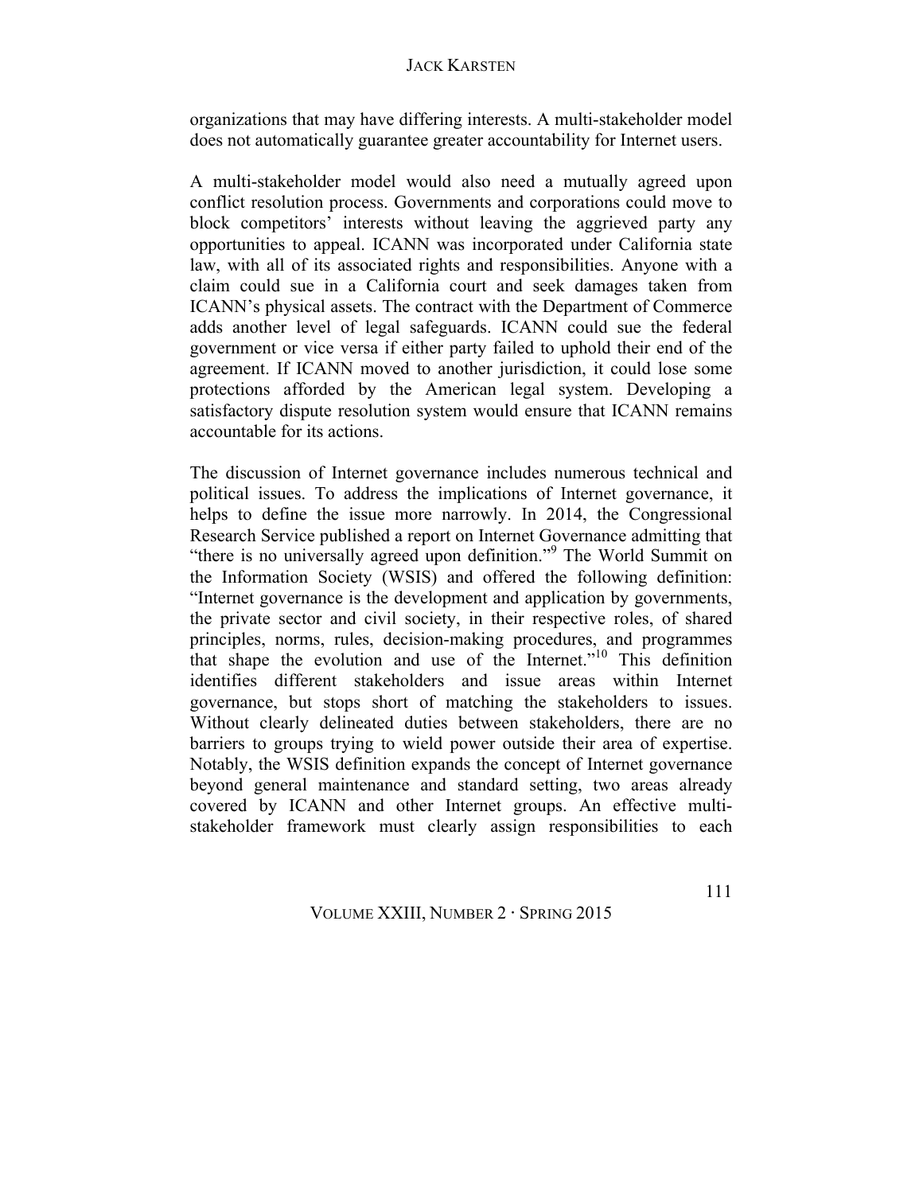organizations that may have differing interests. A multi-stakeholder model does not automatically guarantee greater accountability for Internet users.

A multi-stakeholder model would also need a mutually agreed upon conflict resolution process. Governments and corporations could move to block competitors' interests without leaving the aggrieved party any opportunities to appeal. ICANN was incorporated under California state law, with all of its associated rights and responsibilities. Anyone with a claim could sue in a California court and seek damages taken from ICANN's physical assets. The contract with the Department of Commerce adds another level of legal safeguards. ICANN could sue the federal government or vice versa if either party failed to uphold their end of the agreement. If ICANN moved to another jurisdiction, it could lose some protections afforded by the American legal system. Developing a satisfactory dispute resolution system would ensure that ICANN remains accountable for its actions.

The discussion of Internet governance includes numerous technical and political issues. To address the implications of Internet governance, it helps to define the issue more narrowly. In 2014, the Congressional Research Service published a report on Internet Governance admitting that "there is no universally agreed upon definition."[9] The World Summit on the Information Society (WSIS) and offered the following definition: "Internet governance is the development and application by governments, the private sector and civil society, in their respective roles, of shared principles, norms, rules, decision-making procedures, and programmes that shape the evolution and use of the Internet."[10] This definition identifies different stakeholders and issue areas within Internet governance, but stops short of matching the stakeholders to issues. Without clearly delineated duties between stakeholders, there are no barriers to groups trying to wield power outside their area of expertise. Notably, the WSIS definition expands the concept of Internet governance beyond general maintenance and standard setting, two areas already covered by ICANN and other Internet groups. An effective multi-stakeholder framework must clearly assign responsibilities to each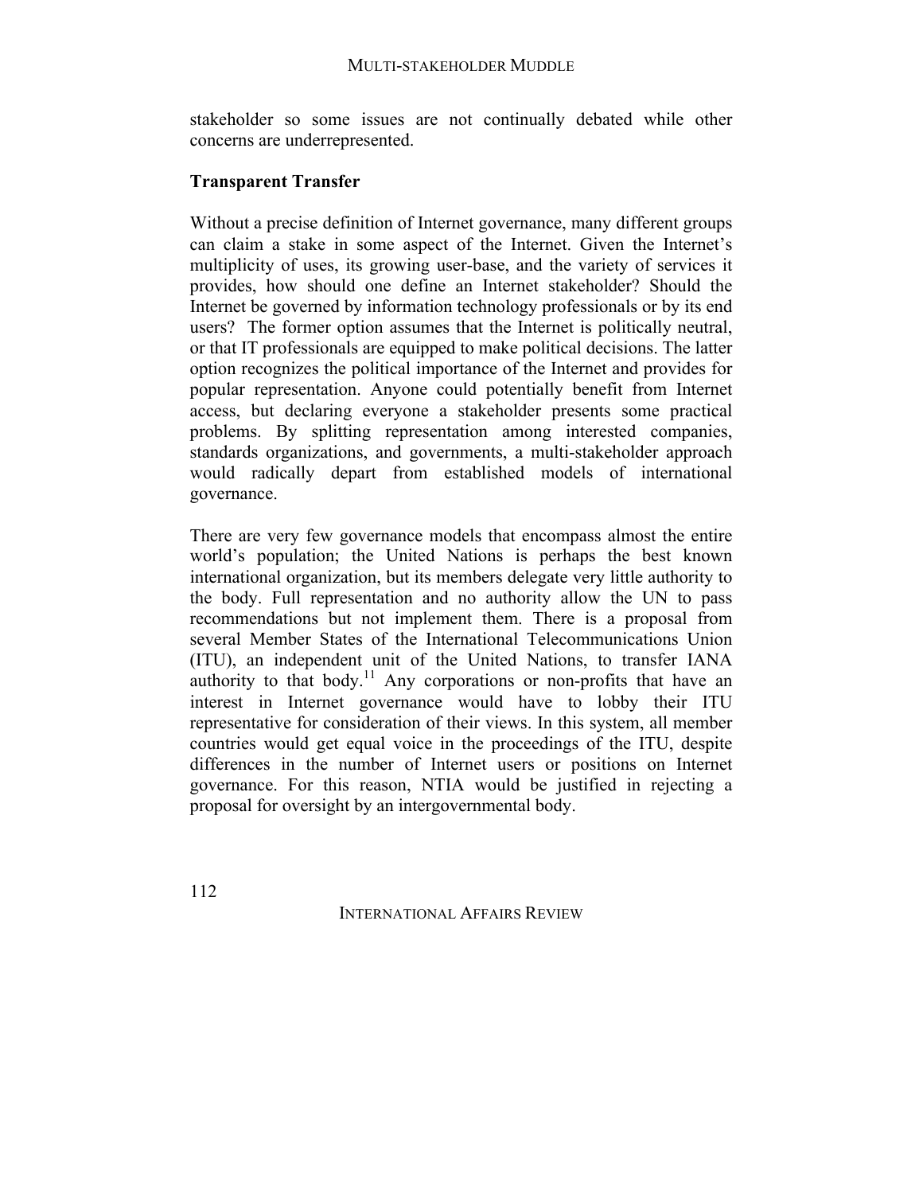stakeholder so some issues are not continually debated while other concerns are underrepresented.

## Transparent Transfer

Without a precise definition of Internet governance, many different groups can claim a stake in some aspect of the Internet. Given the Internet's multiplicity of uses, its growing user-base, and the variety of services it provides, how should one define an Internet stakeholder? Should the Internet be governed by information technology professionals or by its end users? The former option assumes that the Internet is politically neutral, or that IT professionals are equipped to make political decisions. The latter option recognizes the political importance of the Internet and provides for popular representation. Anyone could potentially benefit from Internet access, but declaring everyone a stakeholder presents some practical problems. By splitting representation among interested companies, standards organizations, and governments, a multi-stakeholder approach would radically depart from established models of international governance.

There are very few governance models that encompass almost the entire world's population; the United Nations is perhaps the best known international organization, but its members delegate very little authority to the body. Full representation and no authority allow the UN to pass recommendations but not implement them. There is a proposal from several Member States of the International Telecommunications Union (ITU), an independent unit of the United Nations, to transfer IANA authority to that body.[11] Any corporations or non-profits that have an interest in Internet governance would have to lobby their ITU representative for consideration of their views. In this system, all member countries would get equal voice in the proceedings of the ITU, despite differences in the number of Internet users or positions on Internet governance. For this reason, NTIA would be justified in rejecting a proposal for oversight by an intergovernmental body.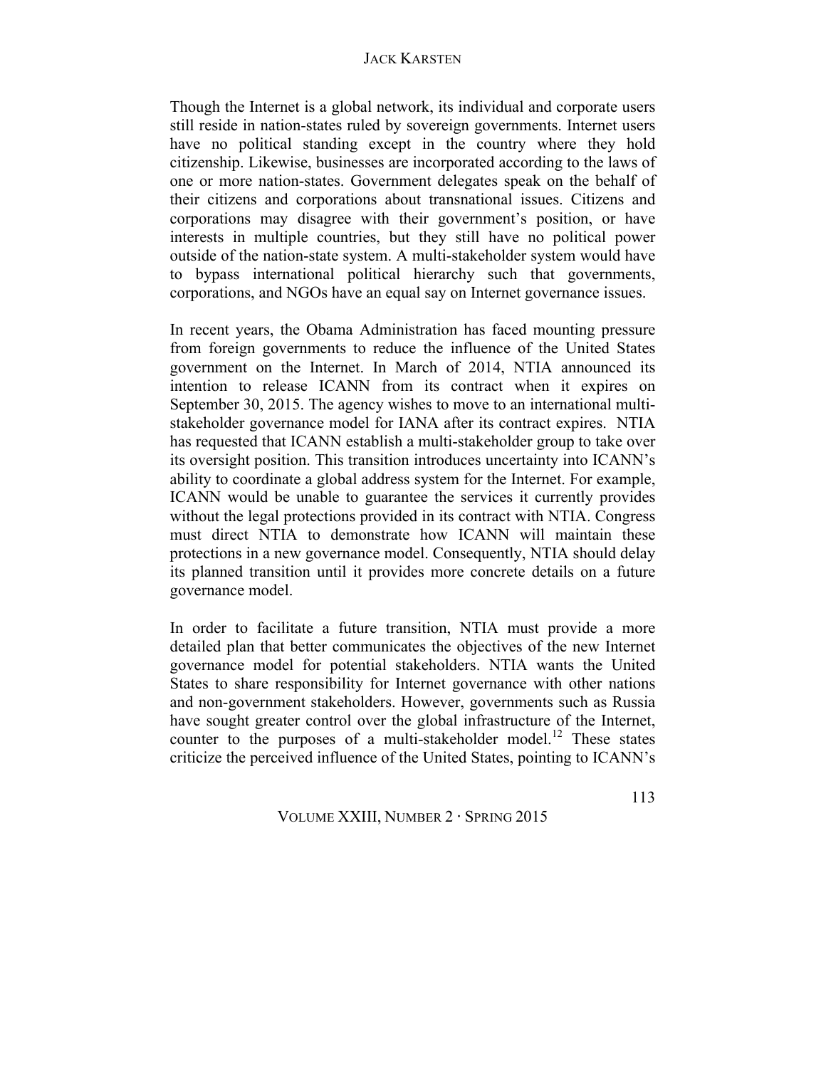Though the Internet is a global network, its individual and corporate users still reside in nation-states ruled by sovereign governments. Internet users have no political standing except in the country where they hold citizenship. Likewise, businesses are incorporated according to the laws of one or more nation-states. Government delegates speak on the behalf of their citizens and corporations about transnational issues. Citizens and corporations may disagree with their government's position, or have interests in multiple countries, but they still have no political power outside of the nation-state system. A multi-stakeholder system would have to bypass international political hierarchy such that governments, corporations, and NGOs have an equal say on Internet governance issues.

In recent years, the Obama Administration has faced mounting pressure from foreign governments to reduce the influence of the United States government on the Internet. In March of 2014, NTIA announced its intention to release ICANN from its contract when it expires on September 30, 2015. The agency wishes to move to an international multi-stakeholder governance model for IANA after its contract expires. NTIA has requested that ICANN establish a multi-stakeholder group to take over its oversight position. This transition introduces uncertainty into ICANN's ability to coordinate a global address system for the Internet. For example, ICANN would be unable to guarantee the services it currently provides without the legal protections provided in its contract with NTIA. Congress must direct NTIA to demonstrate how ICANN will maintain these protections in a new governance model. Consequently, NTIA should delay its planned transition until it provides more concrete details on a future governance model.

In order to facilitate a future transition, NTIA must provide a more detailed plan that better communicates the objectives of the new Internet governance model for potential stakeholders. NTIA wants the United States to share responsibility for Internet governance with other nations and non-government stakeholders. However, governments such as Russia have sought greater control over the global infrastructure of the Internet, counter to the purposes of a multi-stakeholder model.[12] These states criticize the perceived influence of the United States, pointing to ICANN's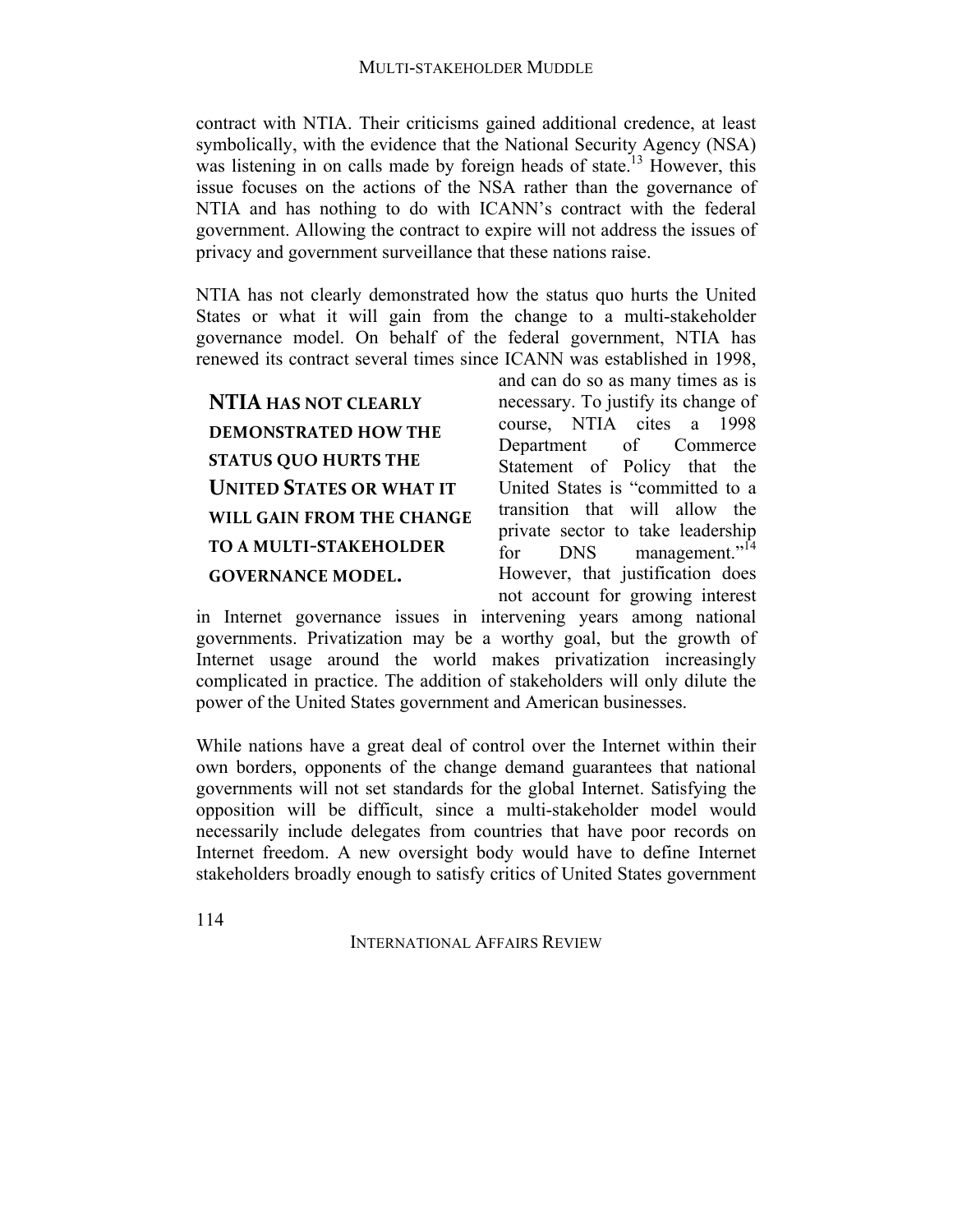contract with NTIA. Their criticisms gained additional credence, at least symbolically, with the evidence that the National Security Agency (NSA) was listening in on calls made by foreign heads of state.[13] However, this issue focuses on the actions of the NSA rather than the governance of NTIA and has nothing to do with ICANN's contract with the federal government. Allowing the contract to expire will not address the issues of privacy and government surveillance that these nations raise.

NTIA has not clearly demonstrated how the status quo hurts the United States or what it will gain from the change to a multi-stakeholder governance model. On behalf of the federal government, NTIA has renewed its contract several times since ICANN was established in 1998, and can do so as many times as is necessary. To justify its change of course, NTIA cites a 1998 Department of Commerce Statement of Policy that the United States is "committed to a transition that will allow the private sector to take leadership for DNS management."[14] However, that justification does not account for growing interest in Internet governance issues in intervening years among national governments. Privatization may be a worthy goal, but the growth of Internet usage around the world makes privatization increasingly complicated in practice. The addition of stakeholders will only dilute the power of the United States government and American businesses.

**NTIA HAS NOT CLEARLY DEMONSTRATED HOW THE STATUS QUO HURTS THE UNITED STATES OR WHAT IT WILL GAIN FROM THE CHANGE TO A MULTI-STAKEHOLDER GOVERNANCE MODEL.**

While nations have a great deal of control over the Internet within their own borders, opponents of the change demand guarantees that national governments will not set standards for the global Internet. Satisfying the opposition will be difficult, since a multi-stakeholder model would necessarily include delegates from countries that have poor records on Internet freedom. A new oversight body would have to define Internet stakeholders broadly enough to satisfy critics of United States government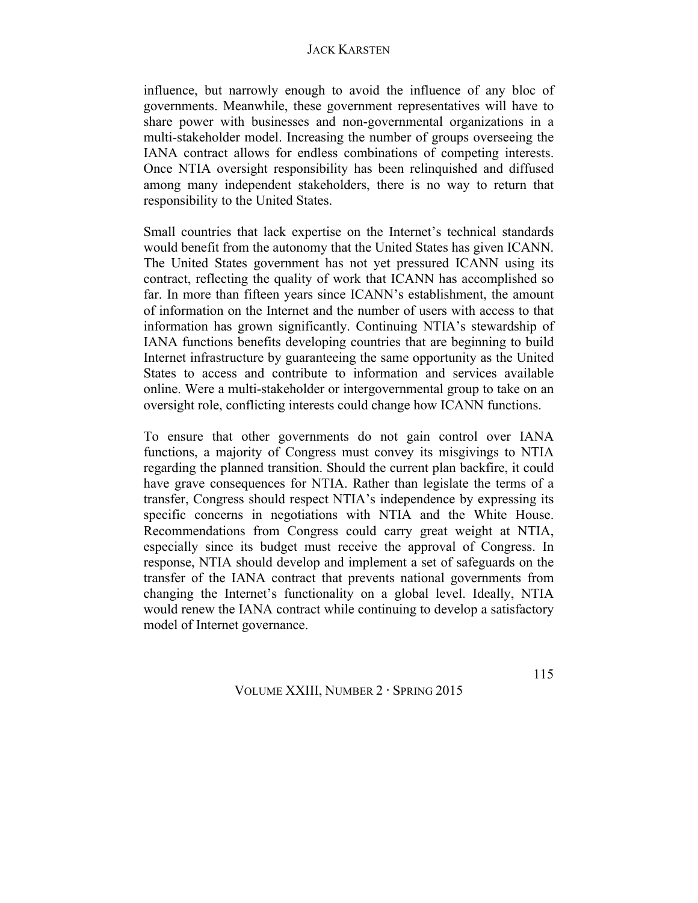influence, but narrowly enough to avoid the influence of any bloc of governments. Meanwhile, these government representatives will have to share power with businesses and non-governmental organizations in a multi-stakeholder model. Increasing the number of groups overseeing the IANA contract allows for endless combinations of competing interests. Once NTIA oversight responsibility has been relinquished and diffused among many independent stakeholders, there is no way to return that responsibility to the United States.

Small countries that lack expertise on the Internet's technical standards would benefit from the autonomy that the United States has given ICANN. The United States government has not yet pressured ICANN using its contract, reflecting the quality of work that ICANN has accomplished so far. In more than fifteen years since ICANN's establishment, the amount of information on the Internet and the number of users with access to that information has grown significantly. Continuing NTIA's stewardship of IANA functions benefits developing countries that are beginning to build Internet infrastructure by guaranteeing the same opportunity as the United States to access and contribute to information and services available online. Were a multi-stakeholder or intergovernmental group to take on an oversight role, conflicting interests could change how ICANN functions.

To ensure that other governments do not gain control over IANA functions, a majority of Congress must convey its misgivings to NTIA regarding the planned transition. Should the current plan backfire, it could have grave consequences for NTIA. Rather than legislate the terms of a transfer, Congress should respect NTIA's independence by expressing its specific concerns in negotiations with NTIA and the White House. Recommendations from Congress could carry great weight at NTIA, especially since its budget must receive the approval of Congress. In response, NTIA should develop and implement a set of safeguards on the transfer of the IANA contract that prevents national governments from changing the Internet's functionality on a global level. Ideally, NTIA would renew the IANA contract while continuing to develop a satisfactory model of Internet governance.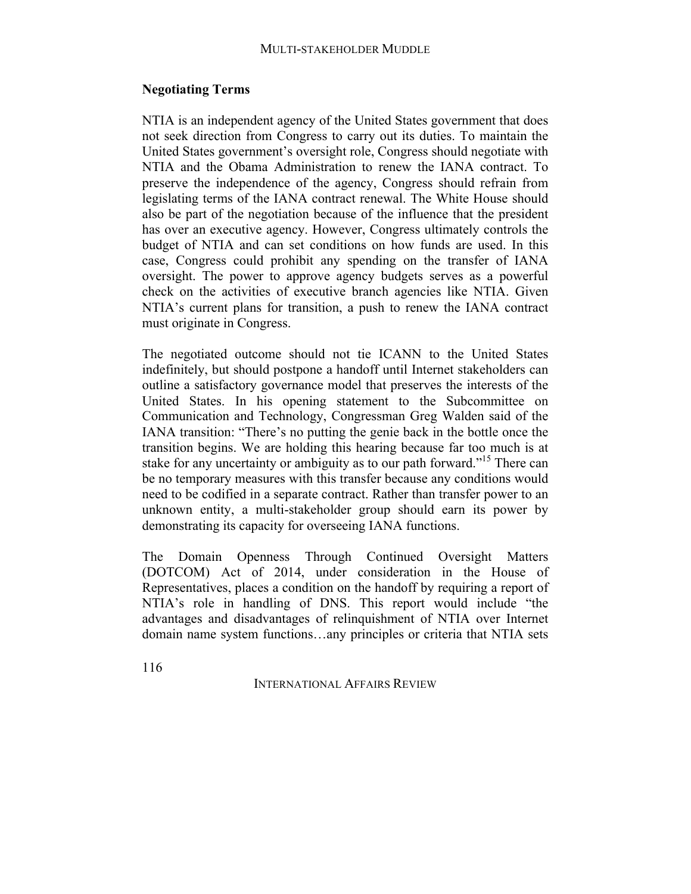## Negotiating Terms

NTIA is an independent agency of the United States government that does not seek direction from Congress to carry out its duties. To maintain the United States government's oversight role, Congress should negotiate with NTIA and the Obama Administration to renew the IANA contract. To preserve the independence of the agency, Congress should refrain from legislating terms of the IANA contract renewal. The White House should also be part of the negotiation because of the influence that the president has over an executive agency. However, Congress ultimately controls the budget of NTIA and can set conditions on how funds are used. In this case, Congress could prohibit any spending on the transfer of IANA oversight. The power to approve agency budgets serves as a powerful check on the activities of executive branch agencies like NTIA. Given NTIA's current plans for transition, a push to renew the IANA contract must originate in Congress.

The negotiated outcome should not tie ICANN to the United States indefinitely, but should postpone a handoff until Internet stakeholders can outline a satisfactory governance model that preserves the interests of the United States. In his opening statement to the Subcommittee on Communication and Technology, Congressman Greg Walden said of the IANA transition: "There's no putting the genie back in the bottle once the transition begins. We are holding this hearing because far too much is at stake for any uncertainty or ambiguity as to our path forward."[15] There can be no temporary measures with this transfer because any conditions would need to be codified in a separate contract. Rather than transfer power to an unknown entity, a multi-stakeholder group should earn its power by demonstrating its capacity for overseeing IANA functions.

The Domain Openness Through Continued Oversight Matters (DOTCOM) Act of 2014, under consideration in the House of Representatives, places a condition on the handoff by requiring a report of NTIA's role in handling of DNS. This report would include "the advantages and disadvantages of relinquishment of NTIA over Internet domain name system functions…any principles or criteria that NTIA sets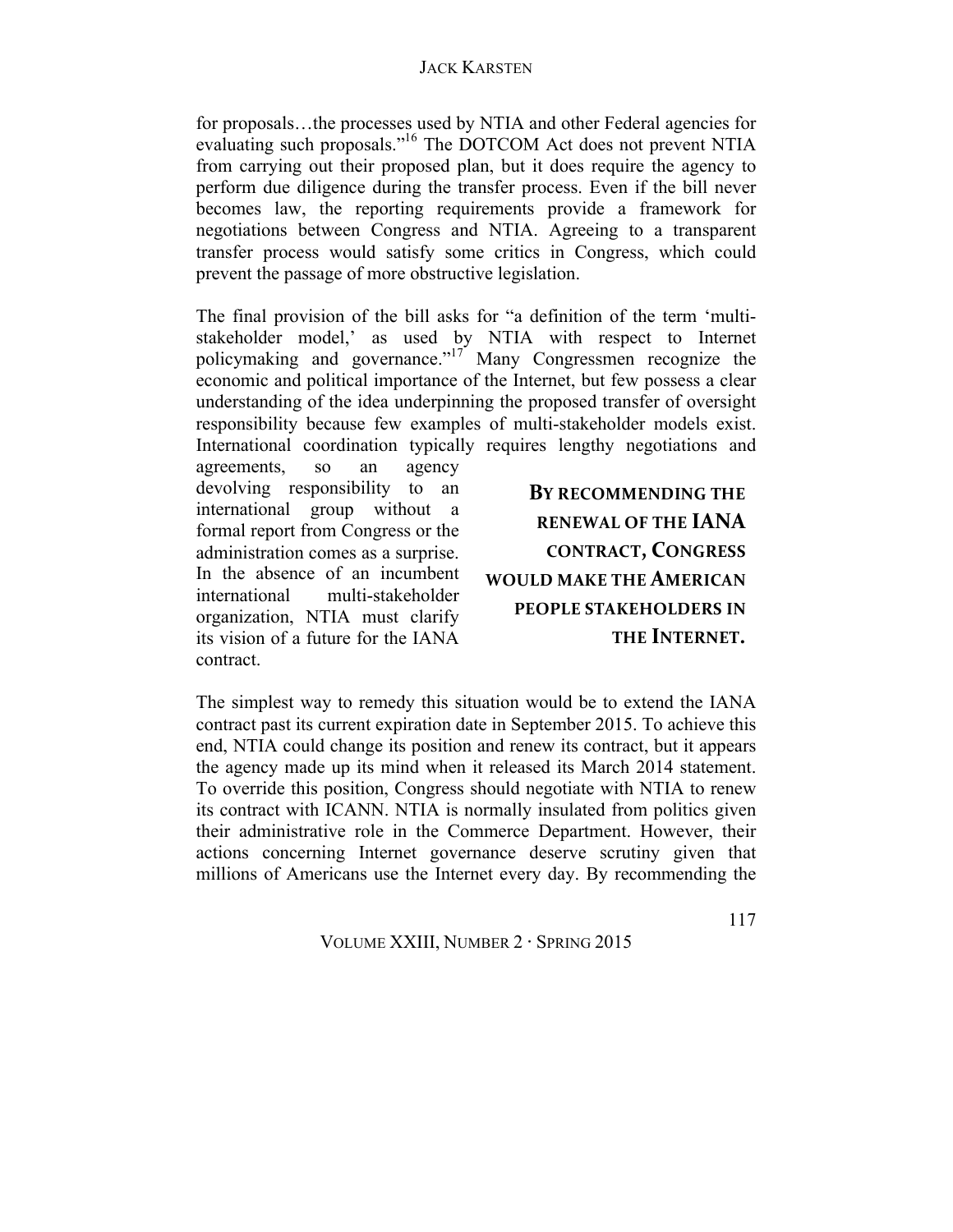for proposals…the processes used by NTIA and other Federal agencies for evaluating such proposals."[16] The DOTCOM Act does not prevent NTIA from carrying out their proposed plan, but it does require the agency to perform due diligence during the transfer process. Even if the bill never becomes law, the reporting requirements provide a framework for negotiations between Congress and NTIA. Agreeing to a transparent transfer process would satisfy some critics in Congress, which could prevent the passage of more obstructive legislation.

The final provision of the bill asks for "a definition of the term 'multi-stakeholder model,' as used by NTIA with respect to Internet policymaking and governance."[17] Many Congressmen recognize the economic and political importance of the Internet, but few possess a clear understanding of the idea underpinning the proposed transfer of oversight responsibility because few examples of multi-stakeholder models exist. International coordination typically requires lengthy negotiations and agreements, so an agency devolving responsibility to an international group without a formal report from Congress or the administration comes as a surprise. In the absence of an incumbent international multi-stakeholder organization, NTIA must clarify its vision of a future for the IANA contract.

**BY RECOMMENDING THE RENEWAL OF THE IANA CONTRACT, CONGRESS WOULD MAKE THE AMERICAN PEOPLE STAKEHOLDERS IN THE INTERNET.**

The simplest way to remedy this situation would be to extend the IANA contract past its current expiration date in September 2015. To achieve this end, NTIA could change its position and renew its contract, but it appears the agency made up its mind when it released its March 2014 statement. To override this position, Congress should negotiate with NTIA to renew its contract with ICANN. NTIA is normally insulated from politics given their administrative role in the Commerce Department. However, their actions concerning Internet governance deserve scrutiny given that millions of Americans use the Internet every day. By recommending the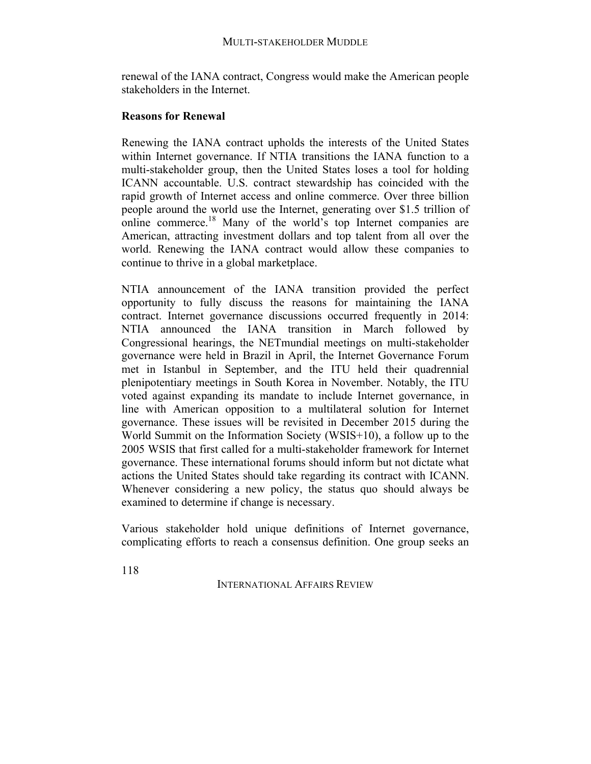renewal of the IANA contract, Congress would make the American people stakeholders in the Internet.

## Reasons for Renewal

Renewing the IANA contract upholds the interests of the United States within Internet governance. If NTIA transitions the IANA function to a multi-stakeholder group, then the United States loses a tool for holding ICANN accountable. U.S. contract stewardship has coincided with the rapid growth of Internet access and online commerce. Over three billion people around the world use the Internet, generating over $1.5 trillion of online commerce.[18] Many of the world's top Internet companies are American, attracting investment dollars and top talent from all over the world. Renewing the IANA contract would allow these companies to continue to thrive in a global marketplace.

NTIA announcement of the IANA transition provided the perfect opportunity to fully discuss the reasons for maintaining the IANA contract. Internet governance discussions occurred frequently in 2014: NTIA announced the IANA transition in March followed by Congressional hearings, the NETmundial meetings on multi-stakeholder governance were held in Brazil in April, the Internet Governance Forum met in Istanbul in September, and the ITU held their quadrennial plenipotentiary meetings in South Korea in November. Notably, the ITU voted against expanding its mandate to include Internet governance, in line with American opposition to a multilateral solution for Internet governance. These issues will be revisited in December 2015 during the World Summit on the Information Society (WSIS+10), a follow up to the 2005 WSIS that first called for a multi-stakeholder framework for Internet governance. These international forums should inform but not dictate what actions the United States should take regarding its contract with ICANN. Whenever considering a new policy, the status quo should always be examined to determine if change is necessary.

Various stakeholder hold unique definitions of Internet governance, complicating efforts to reach a consensus definition. One group seeks an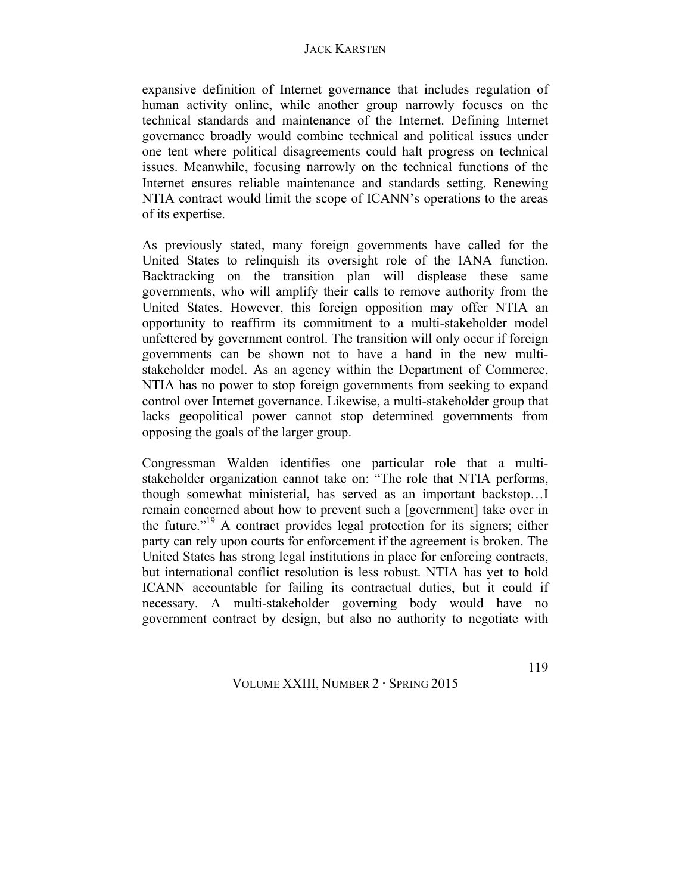expansive definition of Internet governance that includes regulation of human activity online, while another group narrowly focuses on the technical standards and maintenance of the Internet. Defining Internet governance broadly would combine technical and political issues under one tent where political disagreements could halt progress on technical issues. Meanwhile, focusing narrowly on the technical functions of the Internet ensures reliable maintenance and standards setting. Renewing NTIA contract would limit the scope of ICANN's operations to the areas of its expertise.

As previously stated, many foreign governments have called for the United States to relinquish its oversight role of the IANA function. Backtracking on the transition plan will displease these same governments, who will amplify their calls to remove authority from the United States. However, this foreign opposition may offer NTIA an opportunity to reaffirm its commitment to a multi-stakeholder model unfettered by government control. The transition will only occur if foreign governments can be shown not to have a hand in the new multi-stakeholder model. As an agency within the Department of Commerce, NTIA has no power to stop foreign governments from seeking to expand control over Internet governance. Likewise, a multi-stakeholder group that lacks geopolitical power cannot stop determined governments from opposing the goals of the larger group.

Congressman Walden identifies one particular role that a multi-stakeholder organization cannot take on: "The role that NTIA performs, though somewhat ministerial, has served as an important backstop…I remain concerned about how to prevent such a [government] take over in the future."[19] A contract provides legal protection for its signers; either party can rely upon courts for enforcement if the agreement is broken. The United States has strong legal institutions in place for enforcing contracts, but international conflict resolution is less robust. NTIA has yet to hold ICANN accountable for failing its contractual duties, but it could if necessary. A multi-stakeholder governing body would have no government contract by design, but also no authority to negotiate with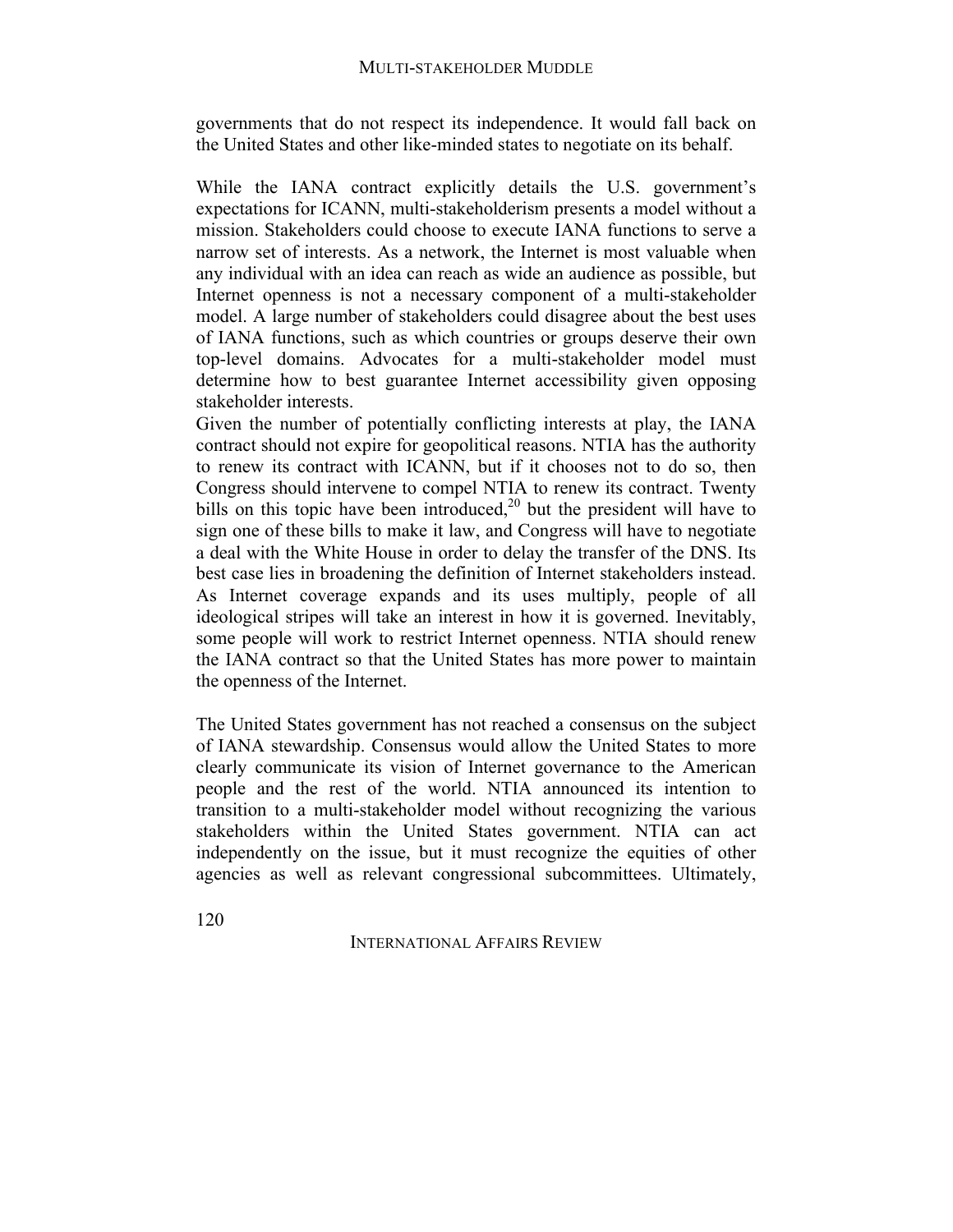governments that do not respect its independence. It would fall back on the United States and other like-minded states to negotiate on its behalf.

While the IANA contract explicitly details the U.S. government's expectations for ICANN, multi-stakeholderism presents a model without a mission. Stakeholders could choose to execute IANA functions to serve a narrow set of interests. As a network, the Internet is most valuable when any individual with an idea can reach as wide an audience as possible, but Internet openness is not a necessary component of a multi-stakeholder model. A large number of stakeholders could disagree about the best uses of IANA functions, such as which countries or groups deserve their own top-level domains. Advocates for a multi-stakeholder model must determine how to best guarantee Internet accessibility given opposing stakeholder interests.

Given the number of potentially conflicting interests at play, the IANA contract should not expire for geopolitical reasons. NTIA has the authority to renew its contract with ICANN, but if it chooses not to do so, then Congress should intervene to compel NTIA to renew its contract. Twenty bills on this topic have been introduced,[20] but the president will have to sign one of these bills to make it law, and Congress will have to negotiate a deal with the White House in order to delay the transfer of the DNS. Its best case lies in broadening the definition of Internet stakeholders instead. As Internet coverage expands and its uses multiply, people of all ideological stripes will take an interest in how it is governed. Inevitably, some people will work to restrict Internet openness. NTIA should renew the IANA contract so that the United States has more power to maintain the openness of the Internet.

The United States government has not reached a consensus on the subject of IANA stewardship. Consensus would allow the United States to more clearly communicate its vision of Internet governance to the American people and the rest of the world. NTIA announced its intention to transition to a multi-stakeholder model without recognizing the various stakeholders within the United States government. NTIA can act independently on the issue, but it must recognize the equities of other agencies as well as relevant congressional subcommittees. Ultimately,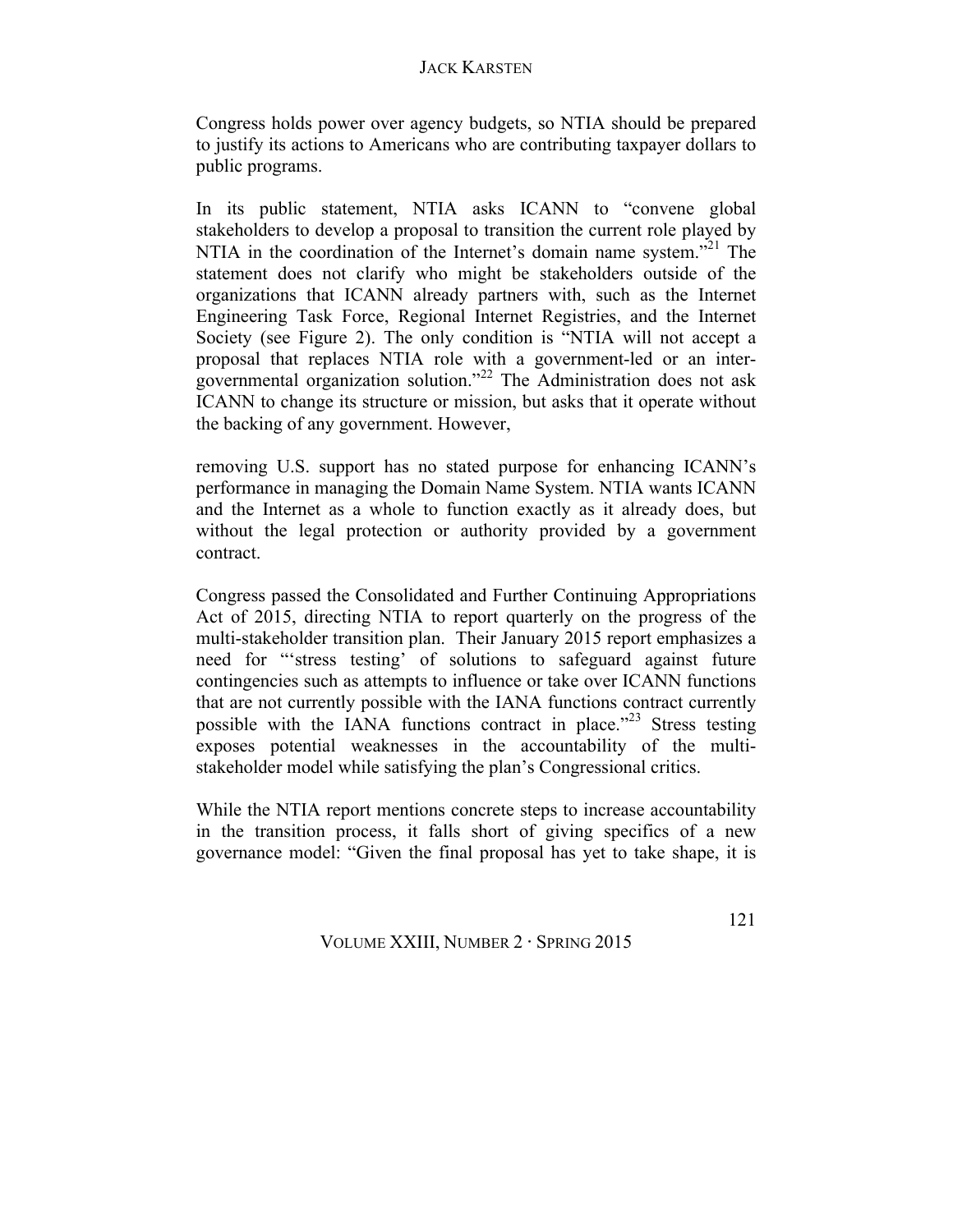Congress holds power over agency budgets, so NTIA should be prepared to justify its actions to Americans who are contributing taxpayer dollars to public programs.

In its public statement, NTIA asks ICANN to "convene global stakeholders to develop a proposal to transition the current role played by NTIA in the coordination of the Internet's domain name system."[21] The statement does not clarify who might be stakeholders outside of the organizations that ICANN already partners with, such as the Internet Engineering Task Force, Regional Internet Registries, and the Internet Society (see Figure 2). The only condition is "NTIA will not accept a proposal that replaces NTIA role with a government-led or an inter-governmental organization solution."[22] The Administration does not ask ICANN to change its structure or mission, but asks that it operate without the backing of any government. However,

removing U.S. support has no stated purpose for enhancing ICANN's performance in managing the Domain Name System. NTIA wants ICANN and the Internet as a whole to function exactly as it already does, but without the legal protection or authority provided by a government contract.

Congress passed the Consolidated and Further Continuing Appropriations Act of 2015, directing NTIA to report quarterly on the progress of the multi-stakeholder transition plan. Their January 2015 report emphasizes a need for "'stress testing' of solutions to safeguard against future contingencies such as attempts to influence or take over ICANN functions that are not currently possible with the IANA functions contract currently possible with the IANA functions contract in place."[23] Stress testing exposes potential weaknesses in the accountability of the multi-stakeholder model while satisfying the plan's Congressional critics.

While the NTIA report mentions concrete steps to increase accountability in the transition process, it falls short of giving specifics of a new governance model: "Given the final proposal has yet to take shape, it is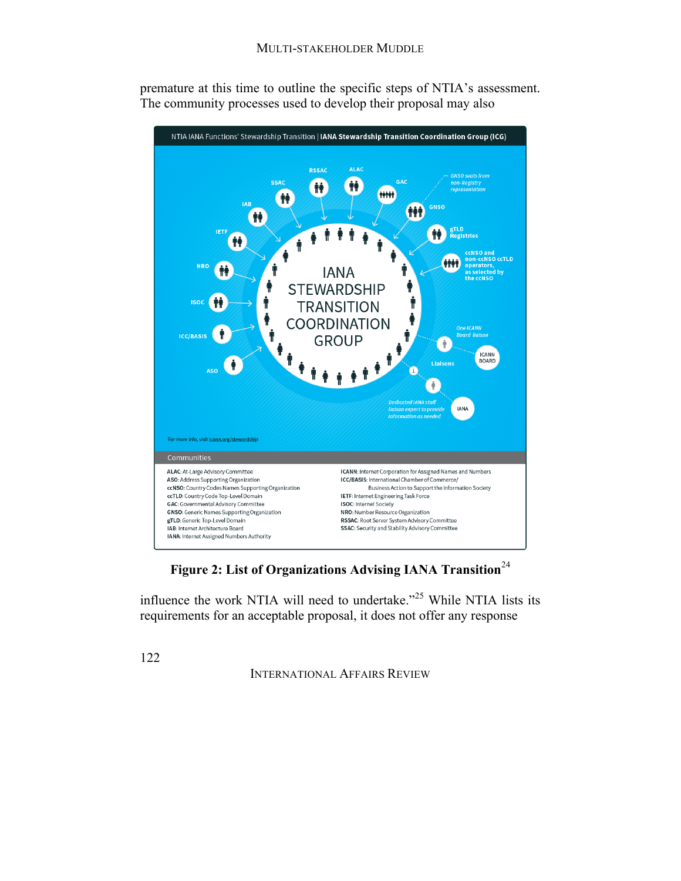premature at this time to outline the specific steps of NTIA's assessment. The community processes used to develop their proposal may also

NTIA IANA Functions' Stewardship Transition | **IANA Stewardship Transition Coordination Group (ICG)**

IANA STEWARDSHIP TRANSITION COORDINATION GROUP

SSAC, RSSAC, ALAC, GAC, GNSO, IAB, IETF, NRO, ISOC, ICC/BASIS, ASO, gTLD Registries, ccNSO and non-ccNSO ccTLD operators, as selected by the ccNSO

*GNSO seats from non-Registry representation*

*One ICANN Board liaison* — ICANN BOARD

Liaisons

*Dedicated IANA staff liaison expert to provide information as needed* — IANA

For more info, visit icann.org/stewardship

**Communities**

**ALAC**: At-Large Advisory Committee
**ASO**: Address Supporting Organization
**ccNSO**: Country Codes Names Supporting Organization
**ccTLD**: Country Code Top-Level Domain
**GAC**: Governmental Advisory Committee
**GNSO**: Generic Names Supporting Organization
**gTLD**: Generic Top-Level Domain
**IAB**: Internet Architecture Board
**IANA**: Internet Assigned Numbers Authority
**ICANN**: Internet Corporation for Assigned Names and Numbers
**ICC/BASIS**: International Chamber of Commerce/ Business Action to Support the Information Society
**IETF**: Internet Engineering Task Force
**ISOC**: Internet Society
**NRO**: Number Resource Organization
**RSSAC**: Root Server System Advisory Committee
**SSAC**: Security and Stability Advisory Committee

**Figure 2: List of Organizations Advising IANA Transition**[24]

influence the work NTIA will need to undertake."[25] While NTIA lists its requirements for an acceptable proposal, it does not offer any response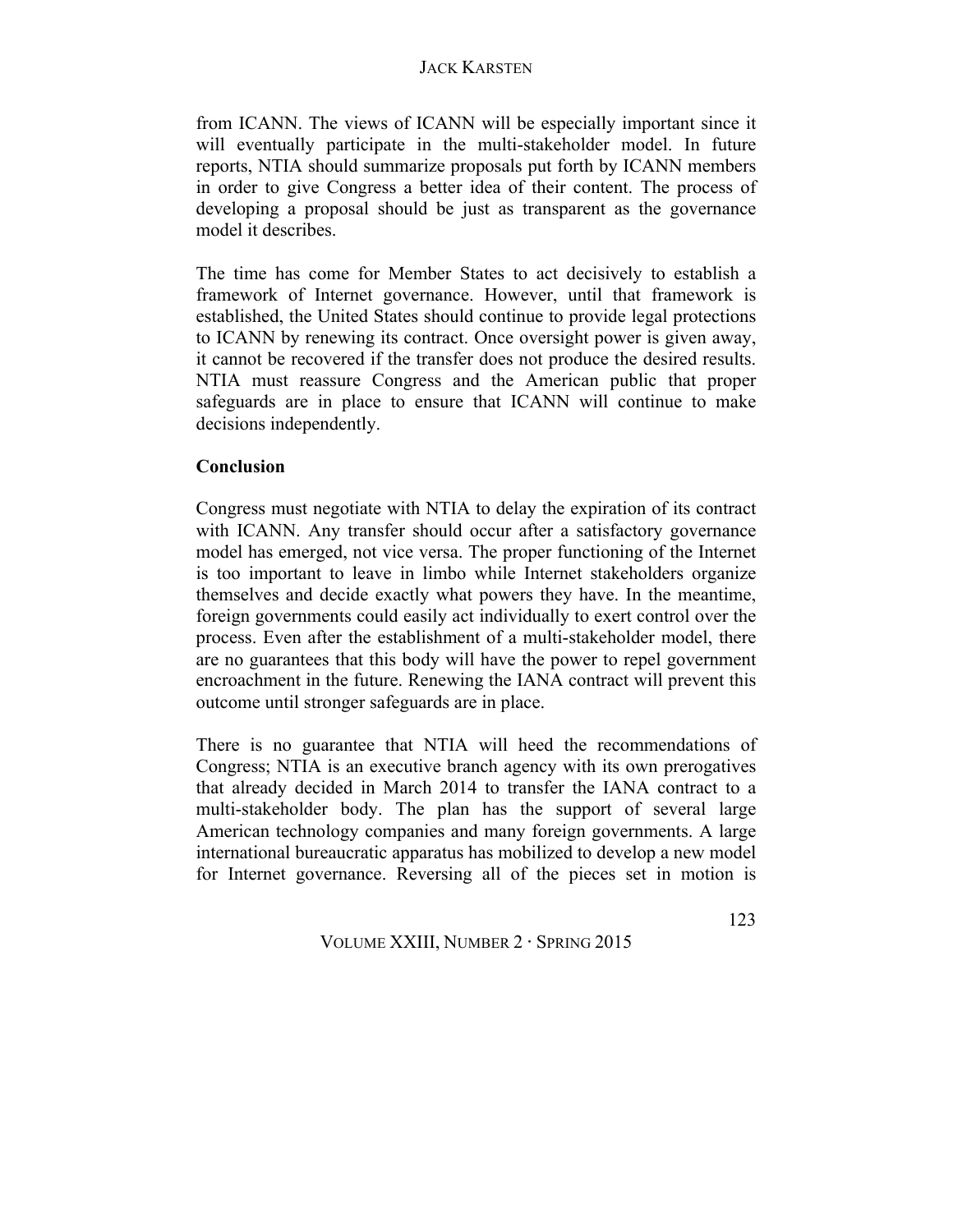from ICANN. The views of ICANN will be especially important since it will eventually participate in the multi-stakeholder model. In future reports, NTIA should summarize proposals put forth by ICANN members in order to give Congress a better idea of their content. The process of developing a proposal should be just as transparent as the governance model it describes.

The time has come for Member States to act decisively to establish a framework of Internet governance. However, until that framework is established, the United States should continue to provide legal protections to ICANN by renewing its contract. Once oversight power is given away, it cannot be recovered if the transfer does not produce the desired results. NTIA must reassure Congress and the American public that proper safeguards are in place to ensure that ICANN will continue to make decisions independently.

## Conclusion

Congress must negotiate with NTIA to delay the expiration of its contract with ICANN. Any transfer should occur after a satisfactory governance model has emerged, not vice versa. The proper functioning of the Internet is too important to leave in limbo while Internet stakeholders organize themselves and decide exactly what powers they have. In the meantime, foreign governments could easily act individually to exert control over the process. Even after the establishment of a multi-stakeholder model, there are no guarantees that this body will have the power to repel government encroachment in the future. Renewing the IANA contract will prevent this outcome until stronger safeguards are in place.

There is no guarantee that NTIA will heed the recommendations of Congress; NTIA is an executive branch agency with its own prerogatives that already decided in March 2014 to transfer the IANA contract to a multi-stakeholder body. The plan has the support of several large American technology companies and many foreign governments. A large international bureaucratic apparatus has mobilized to develop a new model for Internet governance. Reversing all of the pieces set in motion is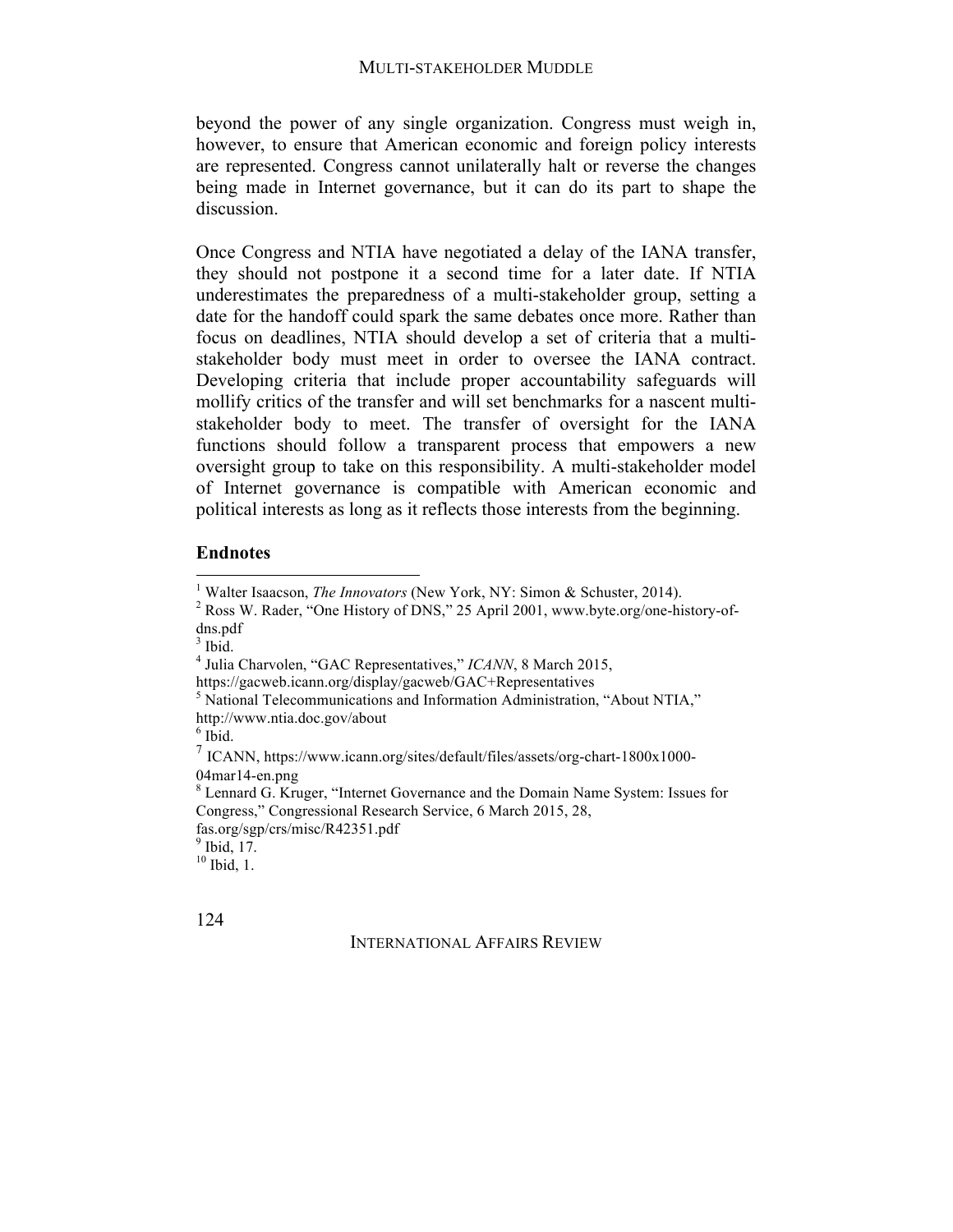beyond the power of any single organization. Congress must weigh in, however, to ensure that American economic and foreign policy interests are represented. Congress cannot unilaterally halt or reverse the changes being made in Internet governance, but it can do its part to shape the discussion.

Once Congress and NTIA have negotiated a delay of the IANA transfer, they should not postpone it a second time for a later date. If NTIA underestimates the preparedness of a multi-stakeholder group, setting a date for the handoff could spark the same debates once more. Rather than focus on deadlines, NTIA should develop a set of criteria that a multi-stakeholder body must meet in order to oversee the IANA contract. Developing criteria that include proper accountability safeguards will mollify critics of the transfer and will set benchmarks for a nascent multi-stakeholder body to meet. The transfer of oversight for the IANA functions should follow a transparent process that empowers a new oversight group to take on this responsibility. A multi-stakeholder model of Internet governance is compatible with American economic and political interests as long as it reflects those interests from the beginning.

## Endnotes

[1] Walter Isaacson, *The Innovators* (New York, NY: Simon & Schuster, 2014).

[2] Ross W. Rader, "One History of DNS," 25 April 2001, www.byte.org/one-history-of-dns.pdf

[3] Ibid.

[4] Julia Charvolen, "GAC Representatives," *ICANN*, 8 March 2015, https://gacweb.icann.org/display/gacweb/GAC+Representatives

[5] National Telecommunications and Information Administration, "About NTIA," http://www.ntia.doc.gov/about

[6] Ibid.

[7] ICANN, https://www.icann.org/sites/default/files/assets/org-chart-1800x1000-04mar14-en.png

[8] Lennard G. Kruger, "Internet Governance and the Domain Name System: Issues for Congress," Congressional Research Service, 6 March 2015, 28, fas.org/sgp/crs/misc/R42351.pdf

[9] Ibid, 17.

[10] Ibid, 1.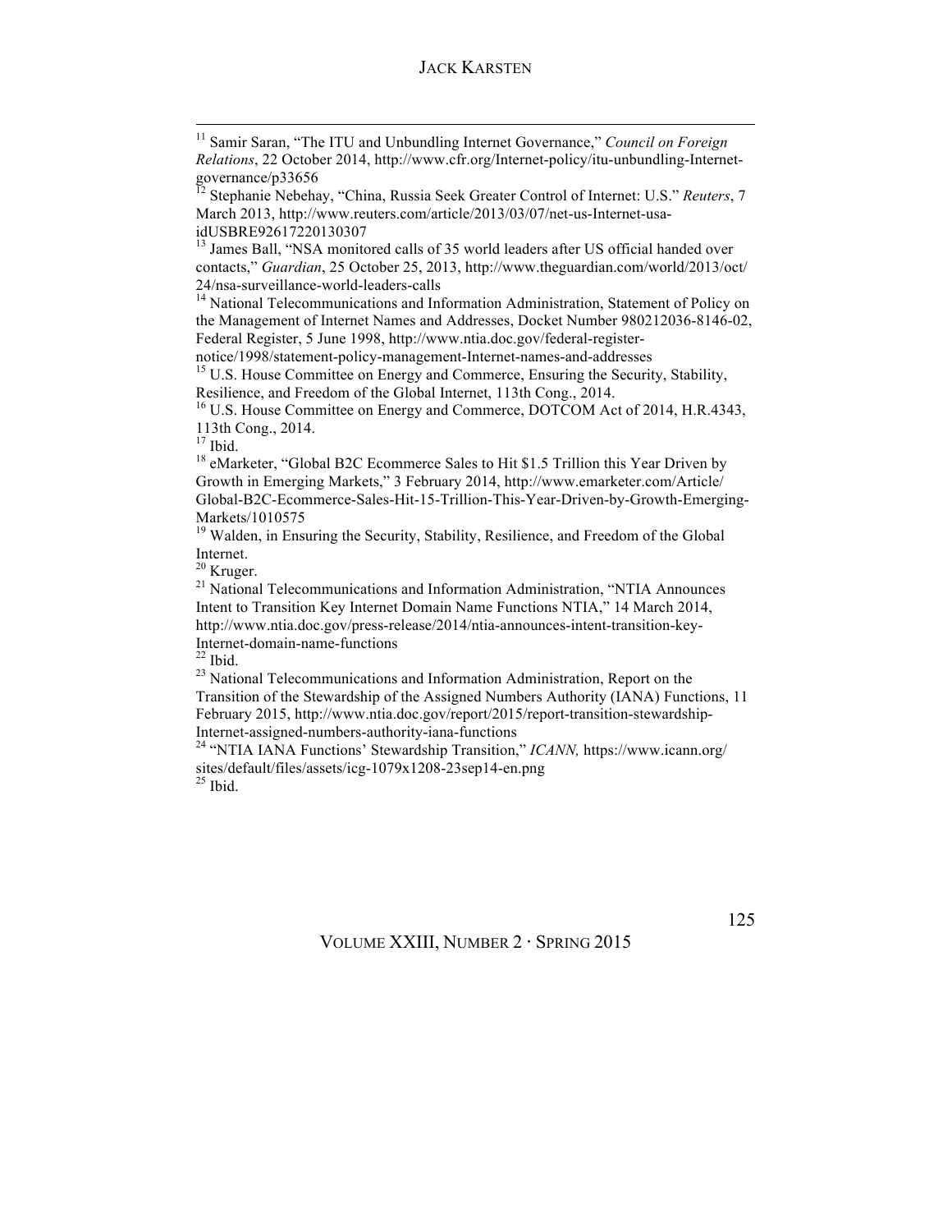[11] Samir Saran, "The ITU and Unbundling Internet Governance," *Council on Foreign Relations*, 22 October 2014, http://www.cfr.org/Internet-policy/itu-unbundling-Internet-governance/p33656

[12] Stephanie Nebehay, "China, Russia Seek Greater Control of Internet: U.S." *Reuters*, 7 March 2013, http://www.reuters.com/article/2013/03/07/net-us-Internet-usa-idUSBRE92617220130307

[13] James Ball, "NSA monitored calls of 35 world leaders after US official handed over contacts," *Guardian*, 25 October 25, 2013, http://www.theguardian.com/world/2013/oct/24/nsa-surveillance-world-leaders-calls

[14] National Telecommunications and Information Administration, Statement of Policy on the Management of Internet Names and Addresses, Docket Number 980212036-8146-02, Federal Register, 5 June 1998, http://www.ntia.doc.gov/federal-register-notice/1998/statement-policy-management-Internet-names-and-addresses

[15] U.S. House Committee on Energy and Commerce, Ensuring the Security, Stability, Resilience, and Freedom of the Global Internet, 113th Cong., 2014.

[16] U.S. House Committee on Energy and Commerce, DOTCOM Act of 2014, H.R.4343, 113th Cong., 2014.

[17] Ibid.

[18] eMarketer, "Global B2C Ecommerce Sales to Hit $1.5 Trillion this Year Driven by Growth in Emerging Markets," 3 February 2014, http://www.emarketer.com/Article/Global-B2C-Ecommerce-Sales-Hit-15-Trillion-This-Year-Driven-by-Growth-Emerging-Markets/1010575

[19] Walden, in Ensuring the Security, Stability, Resilience, and Freedom of the Global Internet.

[20] Kruger.

[21] National Telecommunications and Information Administration, "NTIA Announces Intent to Transition Key Internet Domain Name Functions NTIA," 14 March 2014, http://www.ntia.doc.gov/press-release/2014/ntia-announces-intent-transition-key-Internet-domain-name-functions

[22] Ibid.

[23] National Telecommunications and Information Administration, Report on the Transition of the Stewardship of the Assigned Numbers Authority (IANA) Functions, 11 February 2015, http://www.ntia.doc.gov/report/2015/report-transition-stewardship-Internet-assigned-numbers-authority-iana-functions

[24] "NTIA IANA Functions' Stewardship Transition," *ICANN,* https://www.icann.org/sites/default/files/assets/icg-1079x1208-23sep14-en.png

[25] Ibid.